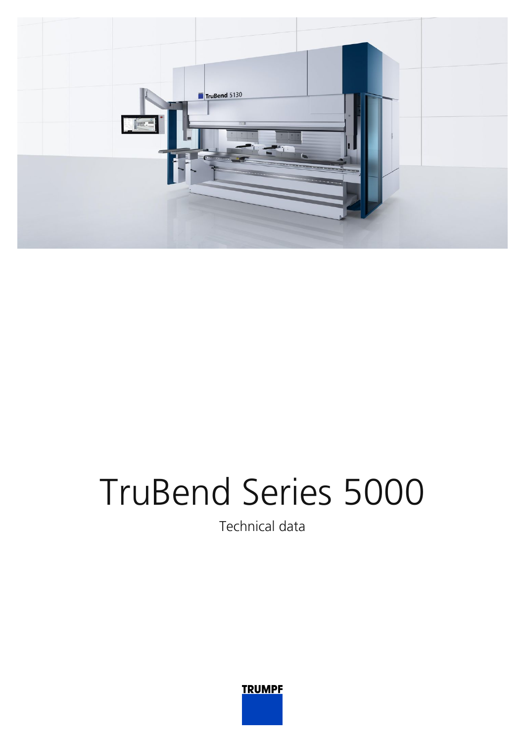# TruBend Series 5000

Technical data

TRUMPF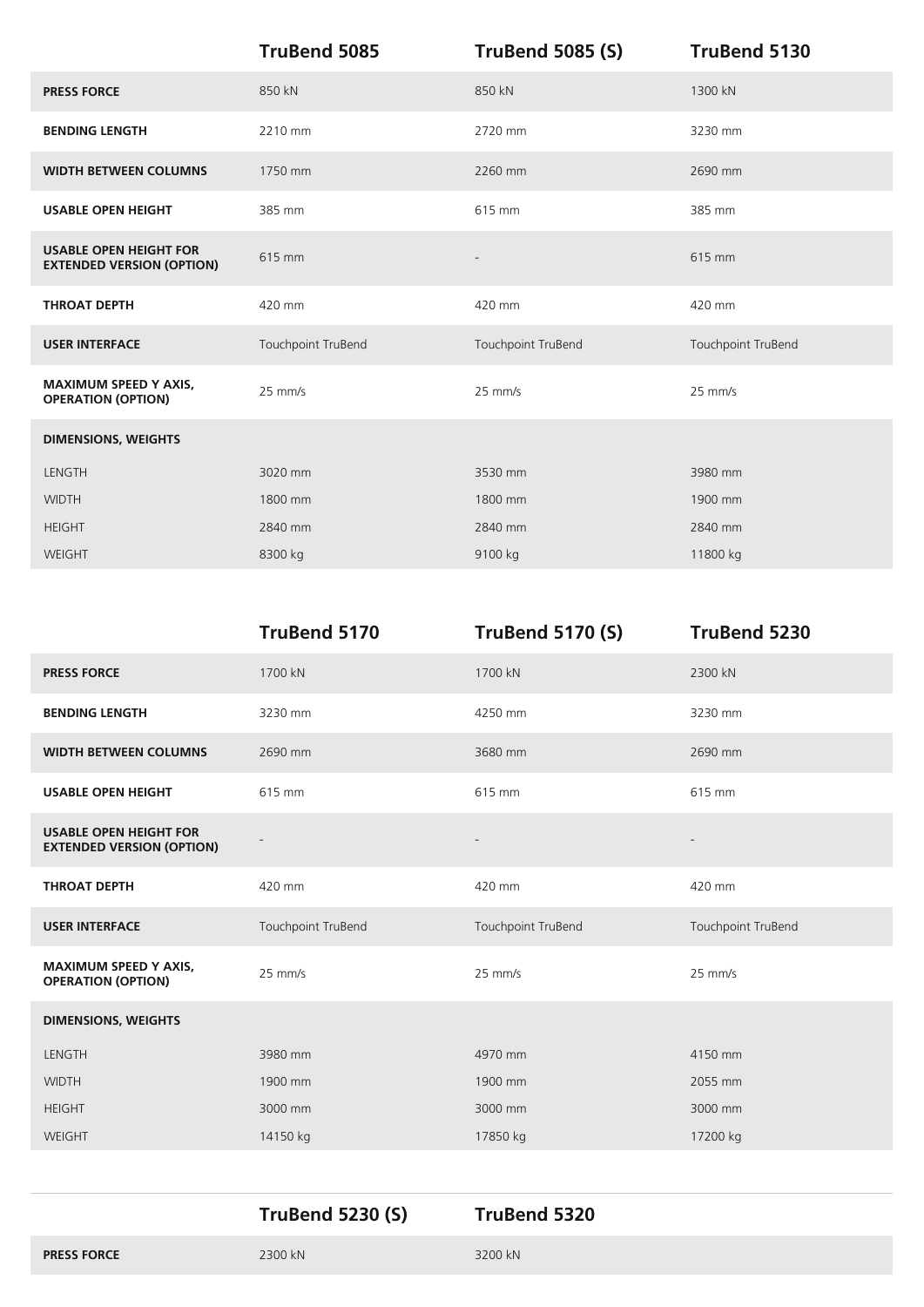| | TruBend 5085 | TruBend 5085 (S) | TruBend 5130 |
|---|---|---|---|
| **PRESS FORCE** | 850 kN | 850 kN | 1300 kN |
| **BENDING LENGTH** | 2210 mm | 2720 mm | 3230 mm |
| **WIDTH BETWEEN COLUMNS** | 1750 mm | 2260 mm | 2690 mm |
| **USABLE OPEN HEIGHT** | 385 mm | 615 mm | 385 mm |
| **USABLE OPEN HEIGHT FOR EXTENDED VERSION (OPTION)** | 615 mm | - | 615 mm |
| **THROAT DEPTH** | 420 mm | 420 mm | 420 mm |
| **USER INTERFACE** | Touchpoint TruBend | Touchpoint TruBend | Touchpoint TruBend |
| **MAXIMUM SPEED Y AXIS, OPERATION (OPTION)** | 25 mm/s | 25 mm/s | 25 mm/s |
| **DIMENSIONS, WEIGHTS** | | | |
| LENGTH | 3020 mm | 3530 mm | 3980 mm |
| WIDTH | 1800 mm | 1800 mm | 1900 mm |
| HEIGHT | 2840 mm | 2840 mm | 2840 mm |
| WEIGHT | 8300 kg | 9100 kg | 11800 kg |

| | TruBend 5170 | TruBend 5170 (S) | TruBend 5230 |
|---|---|---|---|
| **PRESS FORCE** | 1700 kN | 1700 kN | 2300 kN |
| **BENDING LENGTH** | 3230 mm | 4250 mm | 3230 mm |
| **WIDTH BETWEEN COLUMNS** | 2690 mm | 3680 mm | 2690 mm |
| **USABLE OPEN HEIGHT** | 615 mm | 615 mm | 615 mm |
| **USABLE OPEN HEIGHT FOR EXTENDED VERSION (OPTION)** | - | - | - |
| **THROAT DEPTH** | 420 mm | 420 mm | 420 mm |
| **USER INTERFACE** | Touchpoint TruBend | Touchpoint TruBend | Touchpoint TruBend |
| **MAXIMUM SPEED Y AXIS, OPERATION (OPTION)** | 25 mm/s | 25 mm/s | 25 mm/s |
| **DIMENSIONS, WEIGHTS** | | | |
| LENGTH | 3980 mm | 4970 mm | 4150 mm |
| WIDTH | 1900 mm | 1900 mm | 2055 mm |
| HEIGHT | 3000 mm | 3000 mm | 3000 mm |
| WEIGHT | 14150 kg | 17850 kg | 17200 kg |

| | TruBend 5230 (S) | TruBend 5320 |
|---|---|---|
| **PRESS FORCE** | 2300 kN | 3200 kN |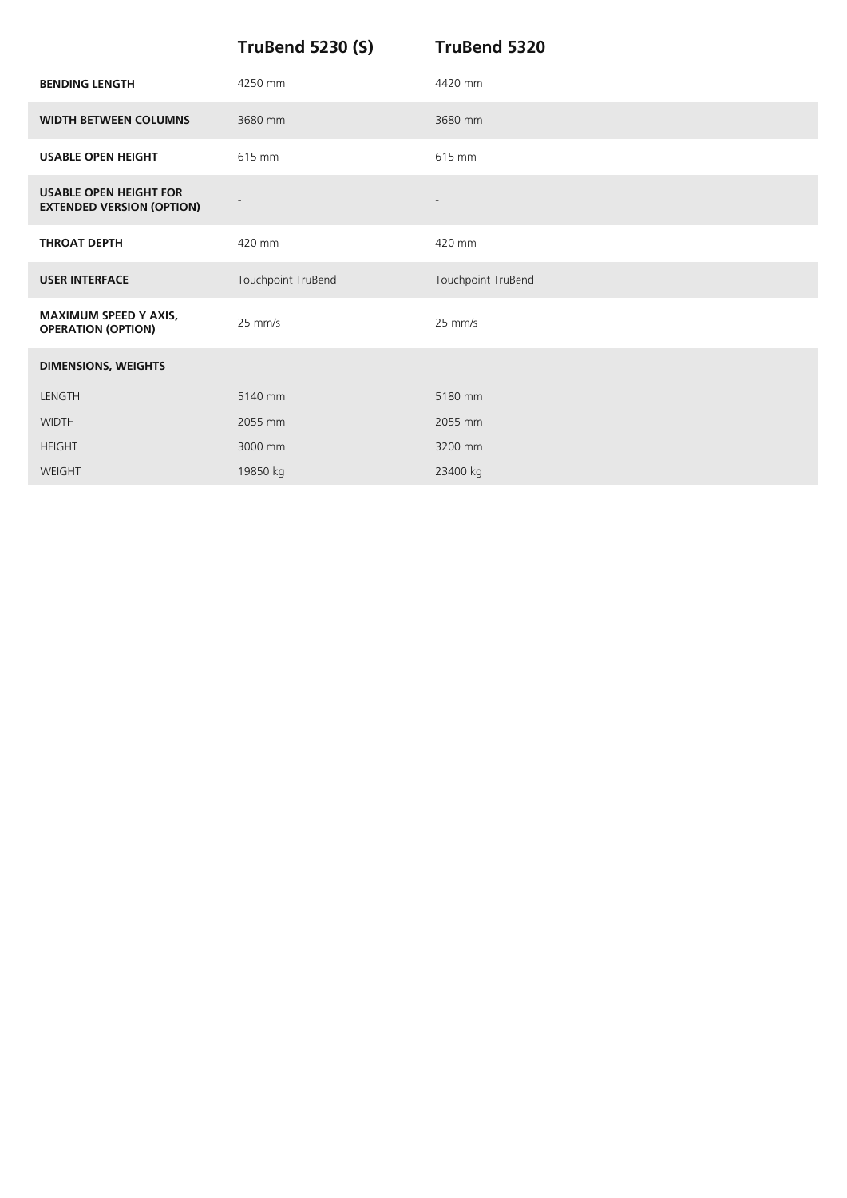| | TruBend 5230 (S) | TruBend 5320 |
|---|---|---|
| **BENDING LENGTH** | 4250 mm | 4420 mm |
| **WIDTH BETWEEN COLUMNS** | 3680 mm | 3680 mm |
| **USABLE OPEN HEIGHT** | 615 mm | 615 mm |
| **USABLE OPEN HEIGHT FOR EXTENDED VERSION (OPTION)** | - | - |
| **THROAT DEPTH** | 420 mm | 420 mm |
| **USER INTERFACE** | Touchpoint TruBend | Touchpoint TruBend |
| **MAXIMUM SPEED Y AXIS, OPERATION (OPTION)** | 25 mm/s | 25 mm/s |
| **DIMENSIONS, WEIGHTS** | | |
| LENGTH | 5140 mm | 5180 mm |
| WIDTH | 2055 mm | 2055 mm |
| HEIGHT | 3000 mm | 3200 mm |
| WEIGHT | 19850 kg | 23400 kg |